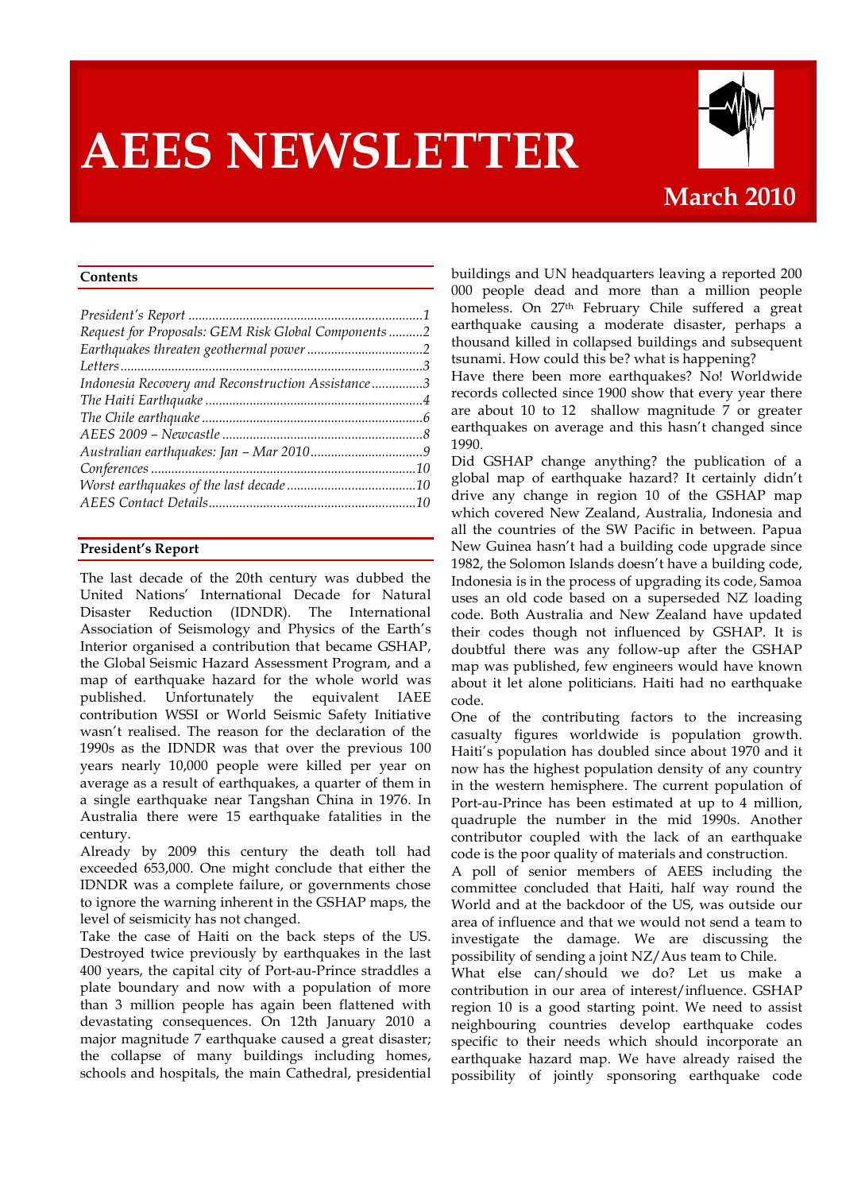# AEES NEWSLETTER

**March 2010**

## Contents

*President's Report* ....................................................................1
*Request for Proposals: GEM Risk Global Components* ..........2
*Earthquakes threaten geothermal power* ..................................2
*Letters* ........................................................................................3
*Indonesia Recovery and Reconstruction Assistance* ...............3
*The Haiti Earthquake* ...............................................................4
*The Chile earthquake* ................................................................6
*AEES 2009 – Newcastle* ...........................................................8
*Australian earthquakes: Jan – Mar 2010* .................................9
*Conferences* .............................................................................10
*Worst earthquakes of the last decade* ......................................10
*AEES Contact Details*.............................................................10

## President's Report

The last decade of the 20th century was dubbed the United Nations' International Decade for Natural Disaster Reduction (IDNDR). The International Association of Seismology and Physics of the Earth's Interior organised a contribution that became GSHAP, the Global Seismic Hazard Assessment Program, and a map of earthquake hazard for the whole world was published. Unfortunately the equivalent IAEE contribution WSSI or World Seismic Safety Initiative wasn't realised. The reason for the declaration of the 1990s as the IDNDR was that over the previous 100 years nearly 10,000 people were killed per year on average as a result of earthquakes, a quarter of them in a single earthquake near Tangshan China in 1976. In Australia there were 15 earthquake fatalities in the century.

Already by 2009 this century the death toll had exceeded 653,000. One might conclude that either the IDNDR was a complete failure, or governments chose to ignore the warning inherent in the GSHAP maps, the level of seismicity has not changed.

Take the case of Haiti on the back steps of the US. Destroyed twice previously by earthquakes in the last 400 years, the capital city of Port-au-Prince straddles a plate boundary and now with a population of more than 3 million people has again been flattened with devastating consequences. On 12th January 2010 a major magnitude 7 earthquake caused a great disaster; the collapse of many buildings including homes, schools and hospitals, the main Cathedral, presidential buildings and UN headquarters leaving a reported 200 000 people dead and more than a million people homeless. On 27th February Chile suffered a great earthquake causing a moderate disaster, perhaps a thousand killed in collapsed buildings and subsequent tsunami. How could this be? what is happening?

Have there been more earthquakes? No! Worldwide records collected since 1900 show that every year there are about 10 to 12 shallow magnitude 7 or greater earthquakes on average and this hasn't changed since 1990.

Did GSHAP change anything? the publication of a global map of earthquake hazard? It certainly didn't drive any change in region 10 of the GSHAP map which covered New Zealand, Australia, Indonesia and all the countries of the SW Pacific in between. Papua New Guinea hasn't had a building code upgrade since 1982, the Solomon Islands doesn't have a building code, Indonesia is in the process of upgrading its code, Samoa uses an old code based on a superseded NZ loading code. Both Australia and New Zealand have updated their codes though not influenced by GSHAP. It is doubtful there was any follow-up after the GSHAP map was published, few engineers would have known about it let alone politicians. Haiti had no earthquake code.

One of the contributing factors to the increasing casualty figures worldwide is population growth. Haiti's population has doubled since about 1970 and it now has the highest population density of any country in the western hemisphere. The current population of Port-au-Prince has been estimated at up to 4 million, quadruple the number in the mid 1990s. Another contributor coupled with the lack of an earthquake code is the poor quality of materials and construction.

A poll of senior members of AEES including the committee concluded that Haiti, half way round the World and at the backdoor of the US, was outside our area of influence and that we would not send a team to investigate the damage. We are discussing the possibility of sending a joint NZ/Aus team to Chile.

What else can/should we do? Let us make a contribution in our area of interest/influence. GSHAP region 10 is a good starting point. We need to assist neighbouring countries develop earthquake codes specific to their needs which should incorporate an earthquake hazard map. We have already raised the possibility of jointly sponsoring earthquake code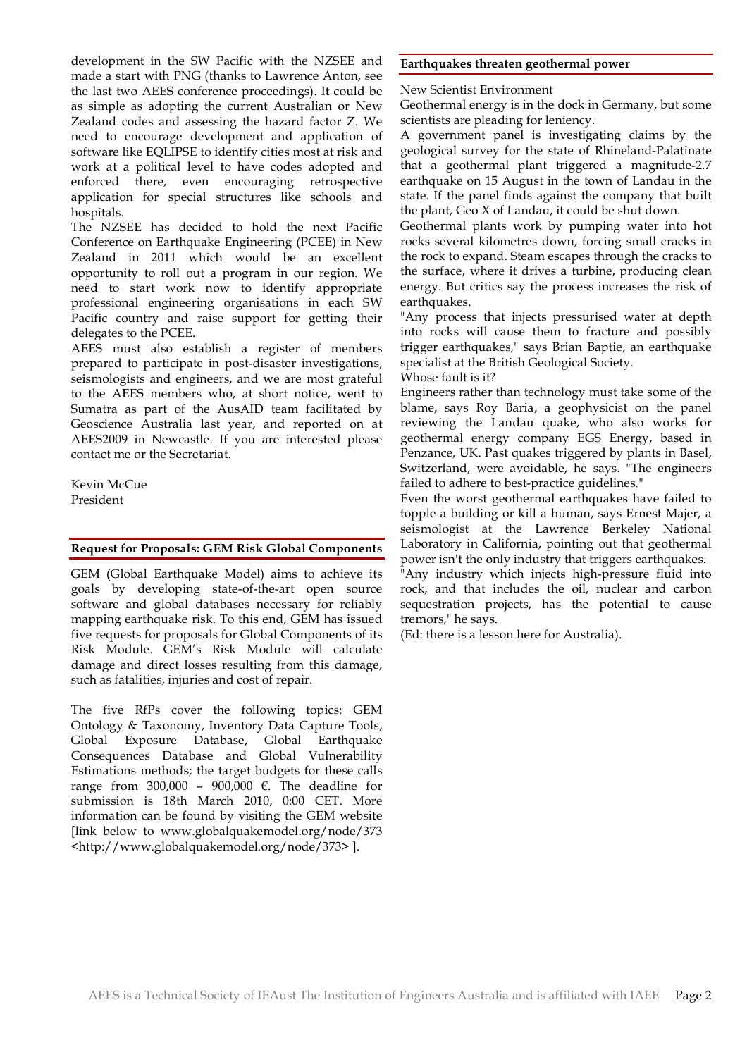development in the SW Pacific with the NZSEE and made a start with PNG (thanks to Lawrence Anton, see the last two AEES conference proceedings). It could be as simple as adopting the current Australian or New Zealand codes and assessing the hazard factor Z. We need to encourage development and application of software like EQLIPSE to identify cities most at risk and work at a political level to have codes adopted and enforced there, even encouraging retrospective application for special structures like schools and hospitals.

The NZSEE has decided to hold the next Pacific Conference on Earthquake Engineering (PCEE) in New Zealand in 2011 which would be an excellent opportunity to roll out a program in our region. We need to start work now to identify appropriate professional engineering organisations in each SW Pacific country and raise support for getting their delegates to the PCEE.

AEES must also establish a register of members prepared to participate in post-disaster investigations, seismologists and engineers, and we are most grateful to the AEES members who, at short notice, went to Sumatra as part of the AusAID team facilitated by Geoscience Australia last year, and reported on at AEES2009 in Newcastle. If you are interested please contact me or the Secretariat.

Kevin McCue
President

## Request for Proposals: GEM Risk Global Components

GEM (Global Earthquake Model) aims to achieve its goals by developing state-of-the-art open source software and global databases necessary for reliably mapping earthquake risk. To this end, GEM has issued five requests for proposals for Global Components of its Risk Module. GEM's Risk Module will calculate damage and direct losses resulting from this damage, such as fatalities, injuries and cost of repair.

The five RfPs cover the following topics: GEM Ontology & Taxonomy, Inventory Data Capture Tools, Global Exposure Database, Global Earthquake Consequences Database and Global Vulnerability Estimations methods; the target budgets for these calls range from 300,000 – 900,000 €. The deadline for submission is 18th March 2010, 0:00 CET. More information can be found by visiting the GEM website [link below to www.globalquakemodel.org/node/373 <http://www.globalquakemodel.org/node/373> ].

## Earthquakes threaten geothermal power

New Scientist Environment

Geothermal energy is in the dock in Germany, but some scientists are pleading for leniency.

A government panel is investigating claims by the geological survey for the state of Rhineland-Palatinate that a geothermal plant triggered a magnitude-2.7 earthquake on 15 August in the town of Landau in the state. If the panel finds against the company that built the plant, Geo X of Landau, it could be shut down.

Geothermal plants work by pumping water into hot rocks several kilometres down, forcing small cracks in the rock to expand. Steam escapes through the cracks to the surface, where it drives a turbine, producing clean energy. But critics say the process increases the risk of earthquakes.

"Any process that injects pressurised water at depth into rocks will cause them to fracture and possibly trigger earthquakes," says Brian Baptie, an earthquake specialist at the British Geological Society.

Whose fault is it?

Engineers rather than technology must take some of the blame, says Roy Baria, a geophysicist on the panel reviewing the Landau quake, who also works for geothermal energy company EGS Energy, based in Penzance, UK. Past quakes triggered by plants in Basel, Switzerland, were avoidable, he says. "The engineers failed to adhere to best-practice guidelines."

Even the worst geothermal earthquakes have failed to topple a building or kill a human, says Ernest Majer, a seismologist at the Lawrence Berkeley National Laboratory in California, pointing out that geothermal power isn't the only industry that triggers earthquakes.

"Any industry which injects high-pressure fluid into rock, and that includes the oil, nuclear and carbon sequestration projects, has the potential to cause tremors," he says.

(Ed: there is a lesson here for Australia).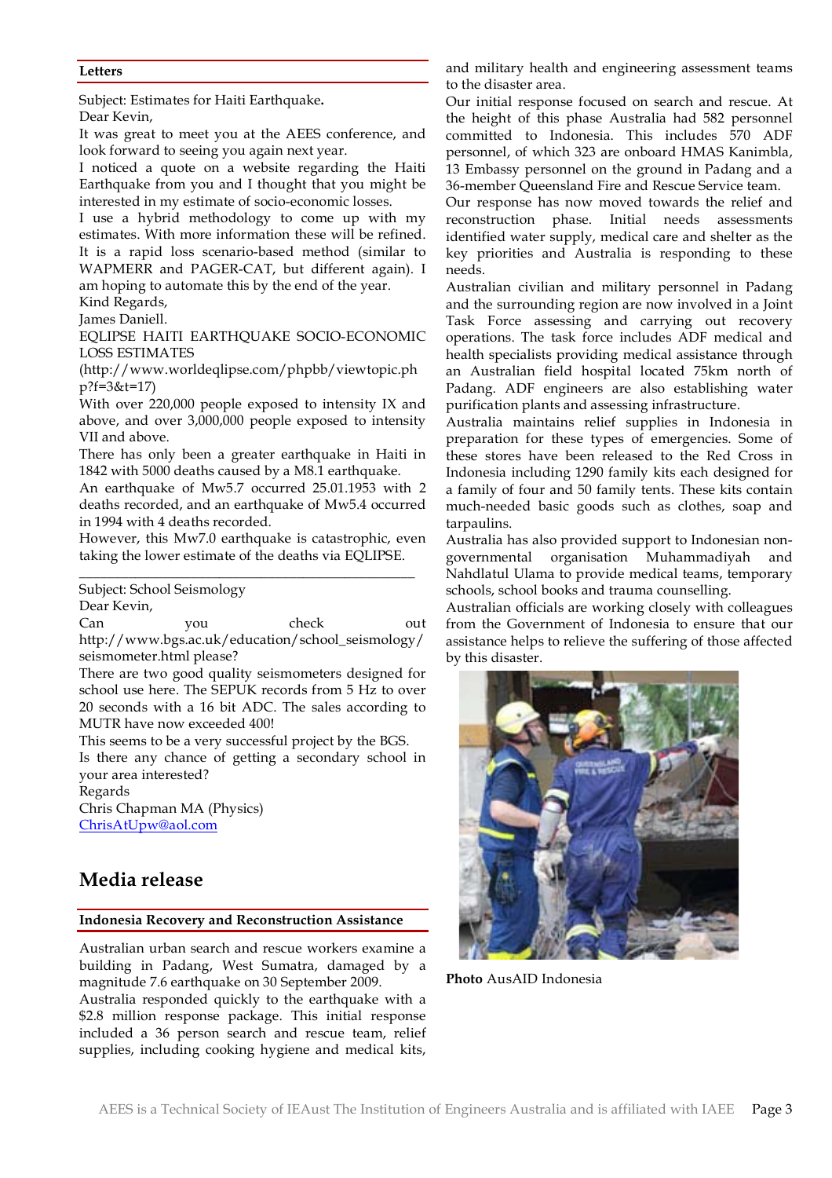### Letters

Subject: Estimates for Haiti Earthquake.

Dear Kevin,

It was great to meet you at the AEES conference, and look forward to seeing you again next year.

I noticed a quote on a website regarding the Haiti Earthquake from you and I thought that you might be interested in my estimate of socio-economic losses.

I use a hybrid methodology to come up with my estimates. With more information these will be refined. It is a rapid loss scenario-based method (similar to WAPMERR and PAGER-CAT, but different again). I am hoping to automate this by the end of the year.

Kind Regards,

James Daniell.

EQLIPSE HAITI EARTHQUAKE SOCIO-ECONOMIC LOSS ESTIMATES

(http://www.worldeqlipse.com/phpbb/viewtopic.php?f=3&t=17)

With over 220,000 people exposed to intensity IX and above, and over 3,000,000 people exposed to intensity VII and above.

There has only been a greater earthquake in Haiti in 1842 with 5000 deaths caused by a M8.1 earthquake.

An earthquake of Mw5.7 occurred 25.01.1953 with 2 deaths recorded, and an earthquake of Mw5.4 occurred in 1994 with 4 deaths recorded.

However, this Mw7.0 earthquake is catastrophic, even taking the lower estimate of the deaths via EQLIPSE.

---

Subject: School Seismology

Dear Kevin,

Can you check out http://www.bgs.ac.uk/education/school_seismology/seismometer.html please?

There are two good quality seismometers designed for school use here. The SEPUK records from 5 Hz to over 20 seconds with a 16 bit ADC. The sales according to MUTR have now exceeded 400!

This seems to be a very successful project by the BGS.

Is there any chance of getting a secondary school in your area interested?

Regards

Chris Chapman MA (Physics)

ChrisAtUpw@aol.com

## Media release

### Indonesia Recovery and Reconstruction Assistance

Australian urban search and rescue workers examine a building in Padang, West Sumatra, damaged by a magnitude 7.6 earthquake on 30 September 2009.

Australia responded quickly to the earthquake with a $2.8 million response package. This initial response included a 36 person search and rescue team, relief supplies, including cooking hygiene and medical kits, and military health and engineering assessment teams to the disaster area.

Our initial response focused on search and rescue. At the height of this phase Australia had 582 personnel committed to Indonesia. This includes 570 ADF personnel, of which 323 are onboard HMAS Kanimbla, 13 Embassy personnel on the ground in Padang and a 36-member Queensland Fire and Rescue Service team.

Our response has now moved towards the relief and reconstruction phase. Initial needs assessments identified water supply, medical care and shelter as the key priorities and Australia is responding to these needs.

Australian civilian and military personnel in Padang and the surrounding region are now involved in a Joint Task Force assessing and carrying out recovery operations. The task force includes ADF medical and health specialists providing medical assistance through an Australian field hospital located 75km north of Padang. ADF engineers are also establishing water purification plants and assessing infrastructure.

Australia maintains relief supplies in Indonesia in preparation for these types of emergencies. Some of these stores have been released to the Red Cross in Indonesia including 1290 family kits each designed for a family of four and 50 family tents. These kits contain much-needed basic goods such as clothes, soap and tarpaulins.

Australia has also provided support to Indonesian non-governmental organisation Muhammadiyah and Nahdlatul Ulama to provide medical teams, temporary schools, school books and trauma counselling.

Australian officials are working closely with colleagues from the Government of Indonesia to ensure that our assistance helps to relieve the suffering of those affected by this disaster.

**Photo** AusAID Indonesia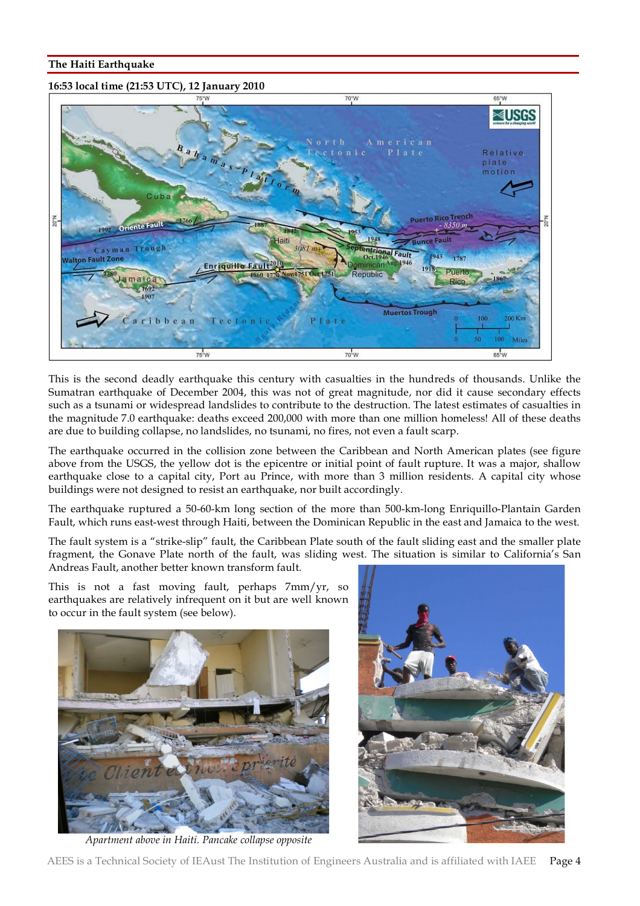## The Haiti Earthquake

**16:53 local time (21:53 UTC), 12 January 2010**

This is the second deadly earthquake this century with casualties in the hundreds of thousands. Unlike the Sumatran earthquake of December 2004, this was not of great magnitude, nor did it cause secondary effects such as a tsunami or widespread landslides to contribute to the destruction. The latest estimates of casualties in the magnitude 7.0 earthquake: deaths exceed 200,000 with more than one million homeless! All of these deaths are due to building collapse, no landslides, no tsunami, no fires, not even a fault scarp.

The earthquake occurred in the collision zone between the Caribbean and North American plates (see figure above from the USGS, the yellow dot is the epicentre or initial point of fault rupture. It was a major, shallow earthquake close to a capital city, Port au Prince, with more than 3 million residents. A capital city whose buildings were not designed to resist an earthquake, nor built accordingly.

The earthquake ruptured a 50-60-km long section of the more than 500-km-long Enriquillo-Plantain Garden Fault, which runs east-west through Haiti, between the Dominican Republic in the east and Jamaica to the west.

The fault system is a "strike-slip" fault, the Caribbean Plate south of the fault sliding east and the smaller plate fragment, the Gonave Plate north of the fault, was sliding west. The situation is similar to California's San Andreas Fault, another better known transform fault.

This is not a fast moving fault, perhaps 7mm/yr, so earthquakes are relatively infrequent on it but are well known to occur in the fault system (see below).

*Apartment above in Haiti. Pancake collapse opposite*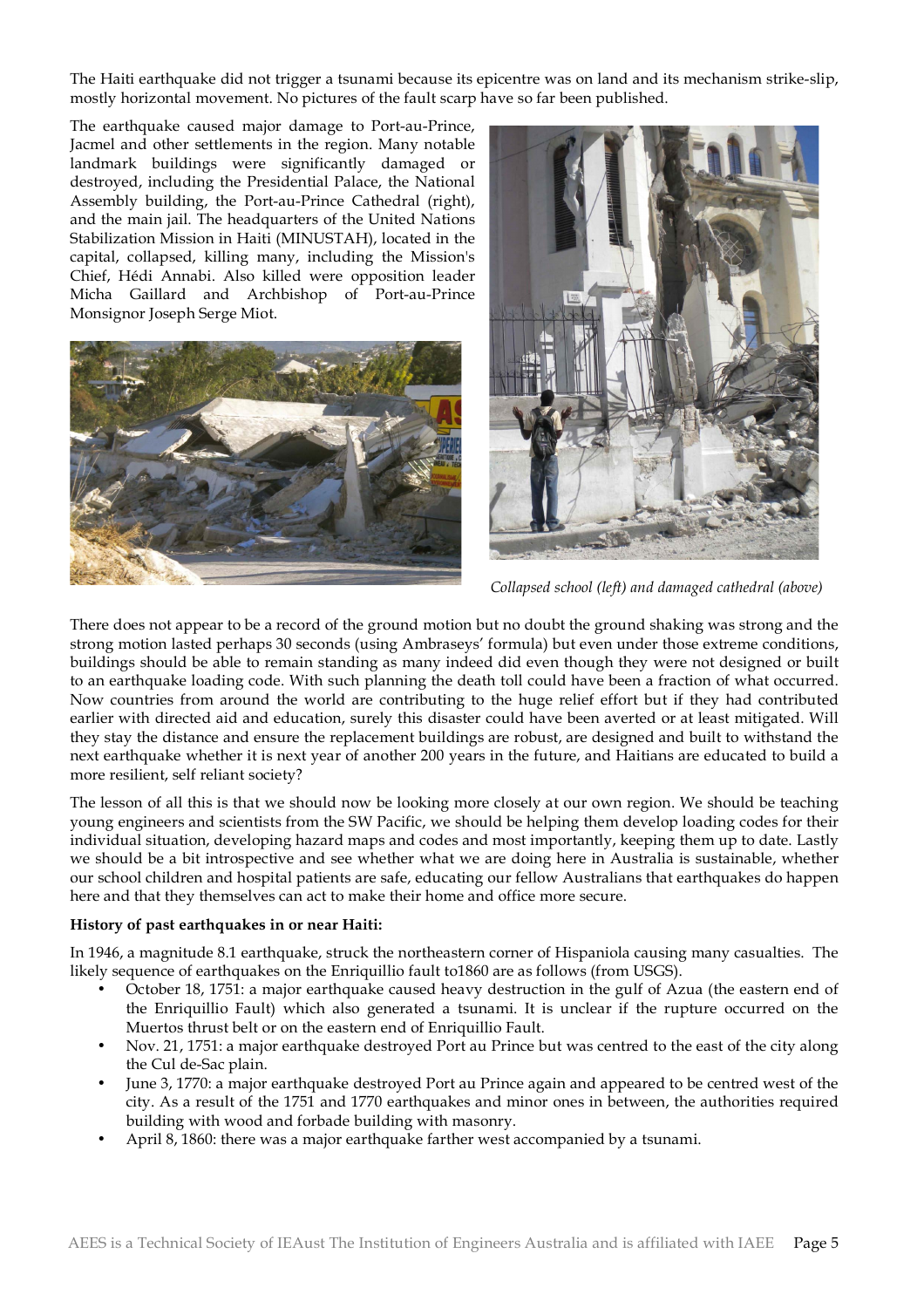The Haiti earthquake did not trigger a tsunami because its epicentre was on land and its mechanism strike-slip, mostly horizontal movement. No pictures of the fault scarp have so far been published.

The earthquake caused major damage to Port-au-Prince, Jacmel and other settlements in the region. Many notable landmark buildings were significantly damaged or destroyed, including the Presidential Palace, the National Assembly building, the Port-au-Prince Cathedral (right), and the main jail. The headquarters of the United Nations Stabilization Mission in Haiti (MINUSTAH), located in the capital, collapsed, killing many, including the Mission's Chief, Hédi Annabi. Also killed were opposition leader Micha Gaillard and Archbishop of Port-au-Prince Monsignor Joseph Serge Miot.

*Collapsed school (left) and damaged cathedral (above)*

There does not appear to be a record of the ground motion but no doubt the ground shaking was strong and the strong motion lasted perhaps 30 seconds (using Ambraseys' formula) but even under those extreme conditions, buildings should be able to remain standing as many indeed did even though they were not designed or built to an earthquake loading code. With such planning the death toll could have been a fraction of what occurred. Now countries from around the world are contributing to the huge relief effort but if they had contributed earlier with directed aid and education, surely this disaster could have been averted or at least mitigated. Will they stay the distance and ensure the replacement buildings are robust, are designed and built to withstand the next earthquake whether it is next year of another 200 years in the future, and Haitians are educated to build a more resilient, self reliant society?

The lesson of all this is that we should now be looking more closely at our own region. We should be teaching young engineers and scientists from the SW Pacific, we should be helping them develop loading codes for their individual situation, developing hazard maps and codes and most importantly, keeping them up to date. Lastly we should be a bit introspective and see whether what we are doing here in Australia is sustainable, whether our school children and hospital patients are safe, educating our fellow Australians that earthquakes do happen here and that they themselves can act to make their home and office more secure.

**History of past earthquakes in or near Haiti:**

In 1946, a magnitude 8.1 earthquake, struck the northeastern corner of Hispaniola causing many casualties. The likely sequence of earthquakes on the Enriquillio fault to1860 are as follows (from USGS).

- October 18, 1751: a major earthquake caused heavy destruction in the gulf of Azua (the eastern end of the Enriquillio Fault) which also generated a tsunami. It is unclear if the rupture occurred on the Muertos thrust belt or on the eastern end of Enriquillio Fault.
- Nov. 21, 1751: a major earthquake destroyed Port au Prince but was centred to the east of the city along the Cul de-Sac plain.
- June 3, 1770: a major earthquake destroyed Port au Prince again and appeared to be centred west of the city. As a result of the 1751 and 1770 earthquakes and minor ones in between, the authorities required building with wood and forbade building with masonry.
- April 8, 1860: there was a major earthquake farther west accompanied by a tsunami.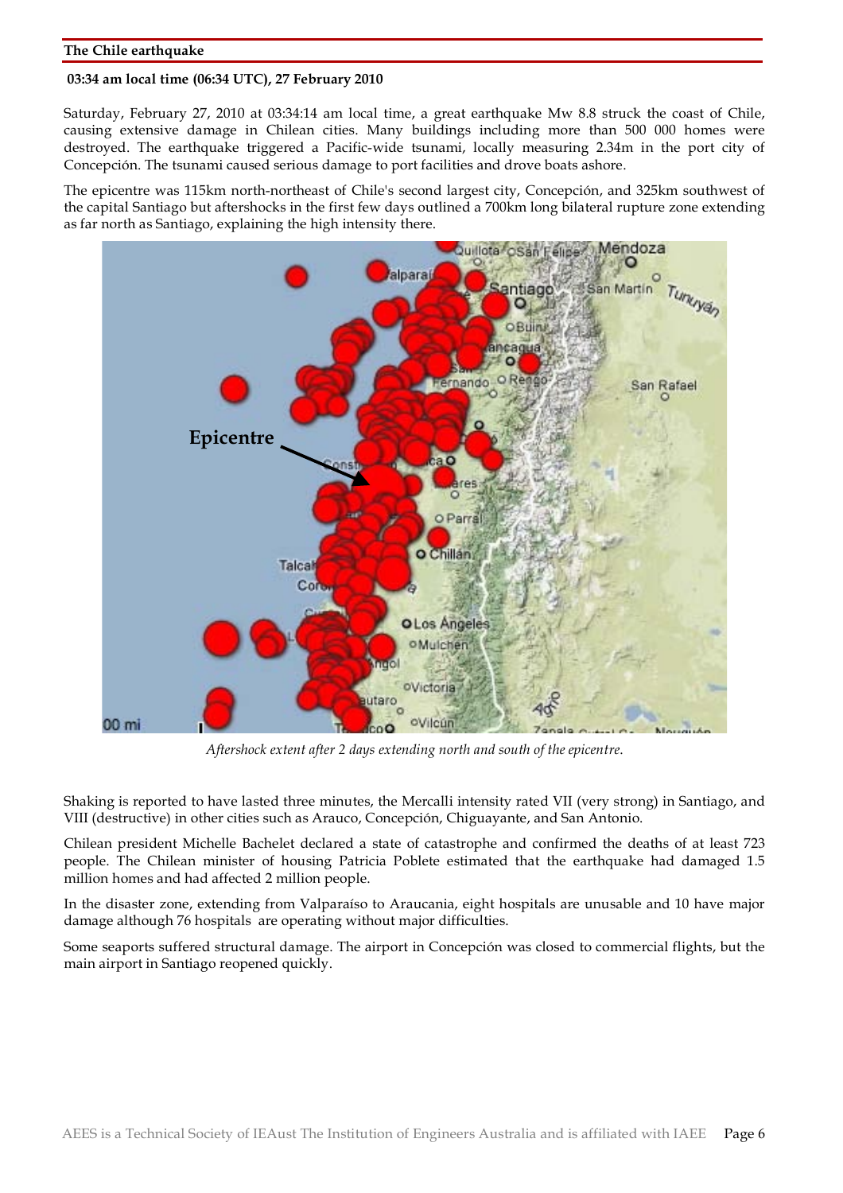## The Chile earthquake

**03:34 am local time (06:34 UTC), 27 February 2010**

Saturday, February 27, 2010 at 03:34:14 am local time, a great earthquake Mw 8.8 struck the coast of Chile, causing extensive damage in Chilean cities. Many buildings including more than 500 000 homes were destroyed. The earthquake triggered a Pacific-wide tsunami, locally measuring 2.34m in the port city of Concepción. The tsunami caused serious damage to port facilities and drove boats ashore.

The epicentre was 115km north-northeast of Chile's second largest city, Concepción, and 325km southwest of the capital Santiago but aftershocks in the first few days outlined a 700km long bilateral rupture zone extending as far north as Santiago, explaining the high intensity there.

*Aftershock extent after 2 days extending north and south of the epicentre.*

Shaking is reported to have lasted three minutes, the Mercalli intensity rated VII (very strong) in Santiago, and VIII (destructive) in other cities such as Arauco, Concepción, Chiguayante, and San Antonio.

Chilean president Michelle Bachelet declared a state of catastrophe and confirmed the deaths of at least 723 people. The Chilean minister of housing Patricia Poblete estimated that the earthquake had damaged 1.5 million homes and had affected 2 million people.

In the disaster zone, extending from Valparaíso to Araucania, eight hospitals are unusable and 10 have major damage although 76 hospitals are operating without major difficulties.

Some seaports suffered structural damage. The airport in Concepción was closed to commercial flights, but the main airport in Santiago reopened quickly.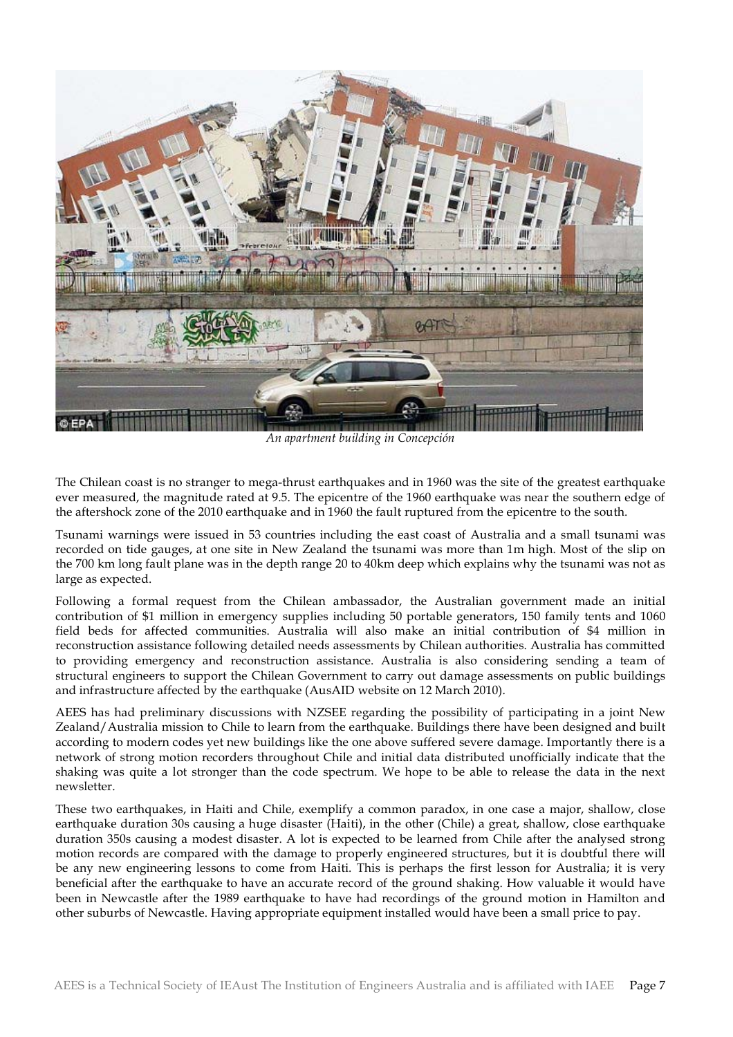*An apartment building in Concepción*

The Chilean coast is no stranger to mega-thrust earthquakes and in 1960 was the site of the greatest earthquake ever measured, the magnitude rated at 9.5. The epicentre of the 1960 earthquake was near the southern edge of the aftershock zone of the 2010 earthquake and in 1960 the fault ruptured from the epicentre to the south.

Tsunami warnings were issued in 53 countries including the east coast of Australia and a small tsunami was recorded on tide gauges, at one site in New Zealand the tsunami was more than 1m high. Most of the slip on the 700 km long fault plane was in the depth range 20 to 40km deep which explains why the tsunami was not as large as expected.

Following a formal request from the Chilean ambassador, the Australian government made an initial contribution of $1 million in emergency supplies including 50 portable generators, 150 family tents and 1060 field beds for affected communities. Australia will also make an initial contribution of $4 million in reconstruction assistance following detailed needs assessments by Chilean authorities. Australia has committed to providing emergency and reconstruction assistance. Australia is also considering sending a team of structural engineers to support the Chilean Government to carry out damage assessments on public buildings and infrastructure affected by the earthquake (AusAID website on 12 March 2010).

AEES has had preliminary discussions with NZSEE regarding the possibility of participating in a joint New Zealand/Australia mission to Chile to learn from the earthquake. Buildings there have been designed and built according to modern codes yet new buildings like the one above suffered severe damage. Importantly there is a network of strong motion recorders throughout Chile and initial data distributed unofficially indicate that the shaking was quite a lot stronger than the code spectrum. We hope to be able to release the data in the next newsletter.

These two earthquakes, in Haiti and Chile, exemplify a common paradox, in one case a major, shallow, close earthquake duration 30s causing a huge disaster (Haiti), in the other (Chile) a great, shallow, close earthquake duration 350s causing a modest disaster. A lot is expected to be learned from Chile after the analysed strong motion records are compared with the damage to properly engineered structures, but it is doubtful there will be any new engineering lessons to come from Haiti. This is perhaps the first lesson for Australia; it is very beneficial after the earthquake to have an accurate record of the ground shaking. How valuable it would have been in Newcastle after the 1989 earthquake to have had recordings of the ground motion in Hamilton and other suburbs of Newcastle. Having appropriate equipment installed would have been a small price to pay.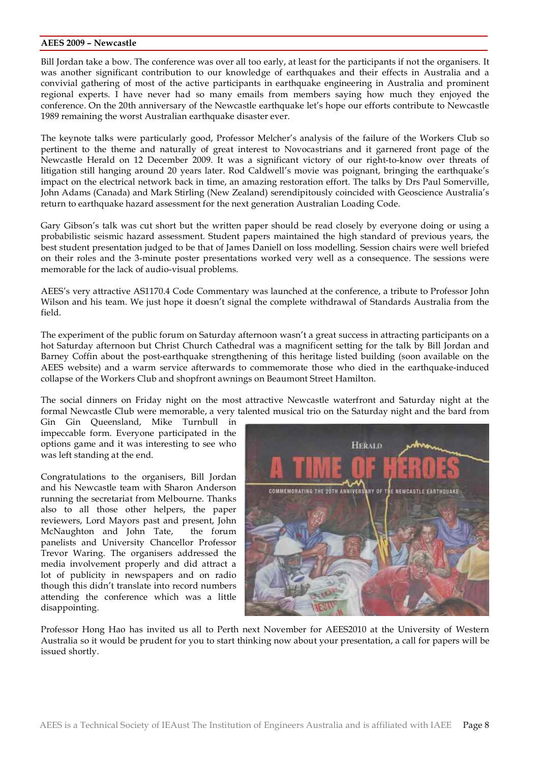**AEES 2009 – Newcastle**

Bill Jordan take a bow. The conference was over all too early, at least for the participants if not the organisers. It was another significant contribution to our knowledge of earthquakes and their effects in Australia and a convivial gathering of most of the active participants in earthquake engineering in Australia and prominent regional experts. I have never had so many emails from members saying how much they enjoyed the conference. On the 20th anniversary of the Newcastle earthquake let's hope our efforts contribute to Newcastle 1989 remaining the worst Australian earthquake disaster ever.

The keynote talks were particularly good, Professor Melcher's analysis of the failure of the Workers Club so pertinent to the theme and naturally of great interest to Novocastrians and it garnered front page of the Newcastle Herald on 12 December 2009. It was a significant victory of our right-to-know over threats of litigation still hanging around 20 years later. Rod Caldwell's movie was poignant, bringing the earthquake's impact on the electrical network back in time, an amazing restoration effort. The talks by Drs Paul Somerville, John Adams (Canada) and Mark Stirling (New Zealand) serendipitously coincided with Geoscience Australia's return to earthquake hazard assessment for the next generation Australian Loading Code.

Gary Gibson's talk was cut short but the written paper should be read closely by everyone doing or using a probabilistic seismic hazard assessment. Student papers maintained the high standard of previous years, the best student presentation judged to be that of James Daniell on loss modelling. Session chairs were well briefed on their roles and the 3-minute poster presentations worked very well as a consequence. The sessions were memorable for the lack of audio-visual problems.

AEES's very attractive AS1170.4 Code Commentary was launched at the conference, a tribute to Professor John Wilson and his team. We just hope it doesn't signal the complete withdrawal of Standards Australia from the field.

The experiment of the public forum on Saturday afternoon wasn't a great success in attracting participants on a hot Saturday afternoon but Christ Church Cathedral was a magnificent setting for the talk by Bill Jordan and Barney Coffin about the post-earthquake strengthening of this heritage listed building (soon available on the AEES website) and a warm service afterwards to commemorate those who died in the earthquake-induced collapse of the Workers Club and shopfront awnings on Beaumont Street Hamilton.

The social dinners on Friday night on the most attractive Newcastle waterfront and Saturday night at the formal Newcastle Club were memorable, a very talented musical trio on the Saturday night and the bard from Gin Gin Queensland, Mike Turnbull in impeccable form. Everyone participated in the options game and it was interesting to see who was left standing at the end.

Congratulations to the organisers, Bill Jordan and his Newcastle team with Sharon Anderson running the secretariat from Melbourne. Thanks also to all those other helpers, the paper reviewers, Lord Mayors past and present, John McNaughton and John Tate, the forum panelists and University Chancellor Professor Trevor Waring. The organisers addressed the media involvement properly and did attract a lot of publicity in newspapers and on radio though this didn't translate into record numbers attending the conference which was a little disappointing.

Professor Hong Hao has invited us all to Perth next November for AEES2010 at the University of Western Australia so it would be prudent for you to start thinking now about your presentation, a call for papers will be issued shortly.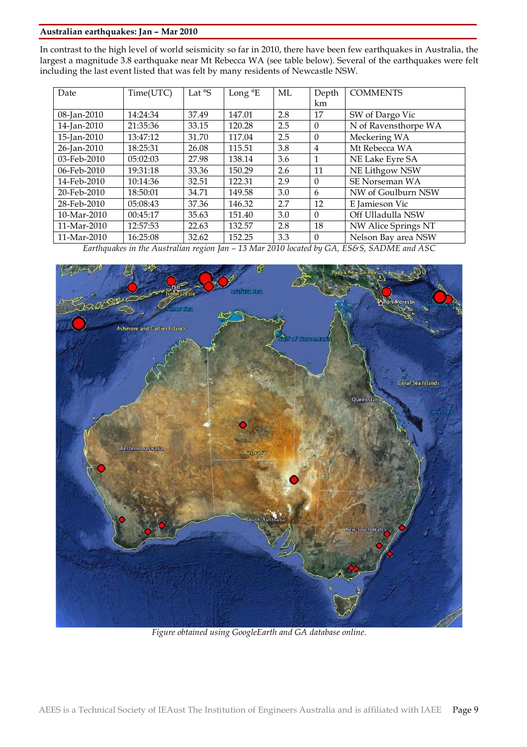**Australian earthquakes: Jan – Mar 2010**

In contrast to the high level of world seismicity so far in 2010, there have been few earthquakes in Australia, the largest a magnitude 3.8 earthquake near Mt Rebecca WA (see table below). Several of the earthquakes were felt including the last event listed that was felt by many residents of Newcastle NSW.

| Date | Time(UTC) | Lat °S | Long °E | ML | Depth km | COMMENTS |
|---|---|---|---|---|---|---|
| 08-Jan-2010 | 14:24:34 | 37.49 | 147.01 | 2.8 | 17 | SW of Dargo Vic |
| 14-Jan-2010 | 21:35:36 | 33.15 | 120.28 | 2.5 | 0 | N of Ravensthorpe WA |
| 15-Jan-2010 | 13:47:12 | 31.70 | 117.04 | 2.5 | 0 | Meckering WA |
| 26-Jan-2010 | 18:25:31 | 26.08 | 115.51 | 3.8 | 4 | Mt Rebecca WA |
| 03-Feb-2010 | 05:02:03 | 27.98 | 138.14 | 3.6 | 1 | NE Lake Eyre SA |
| 06-Feb-2010 | 19:31:18 | 33.36 | 150.29 | 2.6 | 11 | NE Lithgow NSW |
| 14-Feb-2010 | 10:14:36 | 32.51 | 122.31 | 2.9 | 0 | SE Norseman WA |
| 20-Feb-2010 | 18:50:01 | 34.71 | 149.58 | 3.0 | 6 | NW of Goulburn NSW |
| 28-Feb-2010 | 05:08:43 | 37.36 | 146.32 | 2.7 | 12 | E Jamieson Vic |
| 10-Mar-2010 | 00:45:17 | 35.63 | 151.40 | 3.0 | 0 | Off Ulladulla NSW |
| 11-Mar-2010 | 12:57:53 | 22.63 | 132.57 | 2.8 | 18 | NW Alice Springs NT |
| 11-Mar-2010 | 16:25:08 | 32.62 | 152.25 | 3.3 | 0 | Nelson Bay area NSW |

*Earthquakes in the Australian region Jan – 13 Mar 2010 located by GA, ES&S, SADME and ASC*

*Figure obtained using GoogleEarth and GA database online.*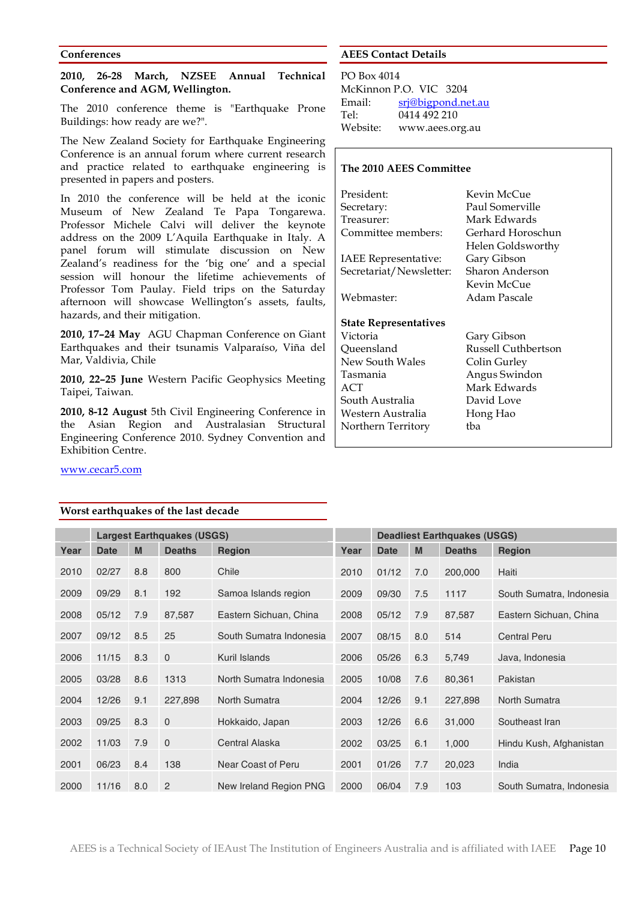## Conferences

**2010, 26-28 March, NZSEE Annual Technical Conference and AGM, Wellington.**

The 2010 conference theme is "Earthquake Prone Buildings: how ready are we?".

The New Zealand Society for Earthquake Engineering Conference is an annual forum where current research and practice related to earthquake engineering is presented in papers and posters.

In 2010 the conference will be held at the iconic Museum of New Zealand Te Papa Tongarewa. Professor Michele Calvi will deliver the keynote address on the 2009 L'Aquila Earthquake in Italy. A panel forum will stimulate discussion on New Zealand's readiness for the 'big one' and a special session will honour the lifetime achievements of Professor Tom Paulay. Field trips on the Saturday afternoon will showcase Wellington's assets, faults, hazards, and their mitigation.

**2010, 17–24 May** AGU Chapman Conference on Giant Earthquakes and their tsunamis Valparaíso, Viña del Mar, Valdivia, Chile

**2010, 22–25 June** Western Pacific Geophysics Meeting Taipei, Taiwan.

**2010, 8-12 August** 5th Civil Engineering Conference in the Asian Region and Australasian Structural Engineering Conference 2010. Sydney Convention and Exhibition Centre.

www.cecar5.com

## AEES Contact Details

PO Box 4014
McKinnon P.O. VIC 3204
Email: srj@bigpond.net.au
Tel: 0414 492 210
Website: www.aees.org.au

### The 2010 AEES Committee

| | |
|---|---|
| President: | Kevin McCue |
| Secretary: | Paul Somerville |
| Treasurer: | Mark Edwards |
| Committee members: | Gerhard Horoschun<br>Helen Goldsworthy |
| IAEE Representative: | Gary Gibson |
| Secretariat/Newsletter: | Sharon Anderson<br>Kevin McCue |
| Webmaster: | Adam Pascale |

**State Representatives**

| | |
|---|---|
| Victoria | Gary Gibson |
| Queensland | Russell Cuthbertson |
| New South Wales | Colin Gurley |
| Tasmania | Angus Swindon |
| ACT | Mark Edwards |
| South Australia | David Love |
| Western Australia | Hong Hao |
| Northern Territory | tba |

## Worst earthquakes of the last decade

| | Largest Earthquakes (USGS) | | | | | Deadliest Earthquakes (USGS) | | | |
|---|---|---|---|---|---|---|---|---|---|
| Year | Date | M | Deaths | Region | Year | Date | M | Deaths | Region |
| 2010 | 02/27 | 8.8 | 800 | Chile | 2010 | 01/12 | 7.0 | 200,000 | Haiti |
| 2009 | 09/29 | 8.1 | 192 | Samoa Islands region | 2009 | 09/30 | 7.5 | 1117 | South Sumatra, Indonesia |
| 2008 | 05/12 | 7.9 | 87,587 | Eastern Sichuan, China | 2008 | 05/12 | 7.9 | 87,587 | Eastern Sichuan, China |
| 2007 | 09/12 | 8.5 | 25 | South Sumatra Indonesia | 2007 | 08/15 | 8.0 | 514 | Central Peru |
| 2006 | 11/15 | 8.3 | 0 | Kuril Islands | 2006 | 05/26 | 6.3 | 5,749 | Java, Indonesia |
| 2005 | 03/28 | 8.6 | 1313 | North Sumatra Indonesia | 2005 | 10/08 | 7.6 | 80,361 | Pakistan |
| 2004 | 12/26 | 9.1 | 227,898 | North Sumatra | 2004 | 12/26 | 9.1 | 227,898 | North Sumatra |
| 2003 | 09/25 | 8.3 | 0 | Hokkaido, Japan | 2003 | 12/26 | 6.6 | 31,000 | Southeast Iran |
| 2002 | 11/03 | 7.9 | 0 | Central Alaska | 2002 | 03/25 | 6.1 | 1,000 | Hindu Kush, Afghanistan |
| 2001 | 06/23 | 8.4 | 138 | Near Coast of Peru | 2001 | 01/26 | 7.7 | 20,023 | India |
| 2000 | 11/16 | 8.0 | 2 | New Ireland Region PNG | 2000 | 06/04 | 7.9 | 103 | South Sumatra, Indonesia |